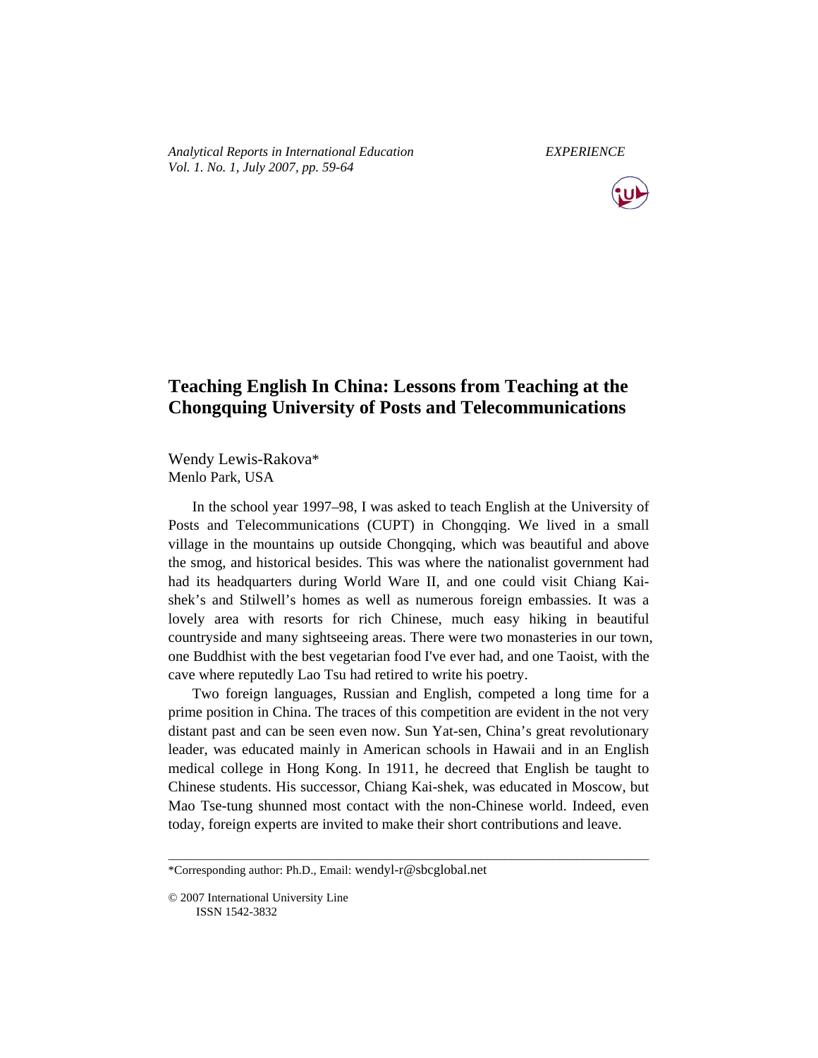*Analytical Reports in International Education*
*Vol. 1. No. 1, July 2007, pp. 59-64*

*EXPERIENCE*

# Teaching English In China: Lessons from Teaching at the Chongquing University of Posts and Telecommunications

Wendy Lewis-Rakova*
Menlo Park, USA

In the school year 1997–98, I was asked to teach English at the University of Posts and Telecommunications (CUPT) in Chongqing. We lived in a small village in the mountains up outside Chongqing, which was beautiful and above the smog, and historical besides. This was where the nationalist government had had its headquarters during World Ware II, and one could visit Chiang Kai-shek's and Stilwell's homes as well as numerous foreign embassies. It was a lovely area with resorts for rich Chinese, much easy hiking in beautiful countryside and many sightseeing areas. There were two monasteries in our town, one Buddhist with the best vegetarian food I've ever had, and one Taoist, with the cave where reputedly Lao Tsu had retired to write his poetry.

Two foreign languages, Russian and English, competed a long time for a prime position in China. The traces of this competition are evident in the not very distant past and can be seen even now. Sun Yat-sen, China's great revolutionary leader, was educated mainly in American schools in Hawaii and in an English medical college in Hong Kong. In 1911, he decreed that English be taught to Chinese students. His successor, Chiang Kai-shek, was educated in Moscow, but Mao Tse-tung shunned most contact with the non-Chinese world. Indeed, even today, foreign experts are invited to make their short contributions and leave.

---

*Corresponding author: Ph.D., Email: wendyl-r@sbcglobal.net

© 2007 International University Line
ISSN 1542-3832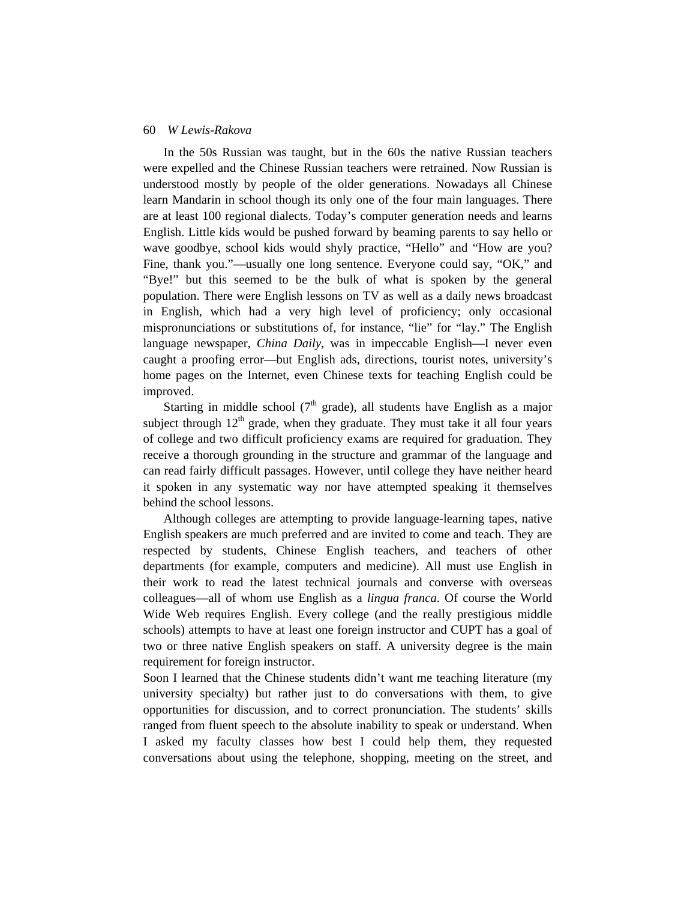In the 50s Russian was taught, but in the 60s the native Russian teachers were expelled and the Chinese Russian teachers were retrained. Now Russian is understood mostly by people of the older generations. Nowadays all Chinese learn Mandarin in school though its only one of the four main languages. There are at least 100 regional dialects. Today's computer generation needs and learns English. Little kids would be pushed forward by beaming parents to say hello or wave goodbye, school kids would shyly practice, "Hello" and "How are you? Fine, thank you."—usually one long sentence. Everyone could say, "OK," and "Bye!" but this seemed to be the bulk of what is spoken by the general population. There were English lessons on TV as well as a daily news broadcast in English, which had a very high level of proficiency; only occasional mispronunciations or substitutions of, for instance, "lie" for "lay." The English language newspaper, *China Daily*, was in impeccable English—I never even caught a proofing error—but English ads, directions, tourist notes, university's home pages on the Internet, even Chinese texts for teaching English could be improved.

Starting in middle school (7th grade), all students have English as a major subject through 12th grade, when they graduate. They must take it all four years of college and two difficult proficiency exams are required for graduation. They receive a thorough grounding in the structure and grammar of the language and can read fairly difficult passages. However, until college they have neither heard it spoken in any systematic way nor have attempted speaking it themselves behind the school lessons.

Although colleges are attempting to provide language-learning tapes, native English speakers are much preferred and are invited to come and teach. They are respected by students, Chinese English teachers, and teachers of other departments (for example, computers and medicine). All must use English in their work to read the latest technical journals and converse with overseas colleagues—all of whom use English as a *lingua franca*. Of course the World Wide Web requires English. Every college (and the really prestigious middle schools) attempts to have at least one foreign instructor and CUPT has a goal of two or three native English speakers on staff. A university degree is the main requirement for foreign instructor.

Soon I learned that the Chinese students didn't want me teaching literature (my university specialty) but rather just to do conversations with them, to give opportunities for discussion, and to correct pronunciation. The students' skills ranged from fluent speech to the absolute inability to speak or understand. When I asked my faculty classes how best I could help them, they requested conversations about using the telephone, shopping, meeting on the street, and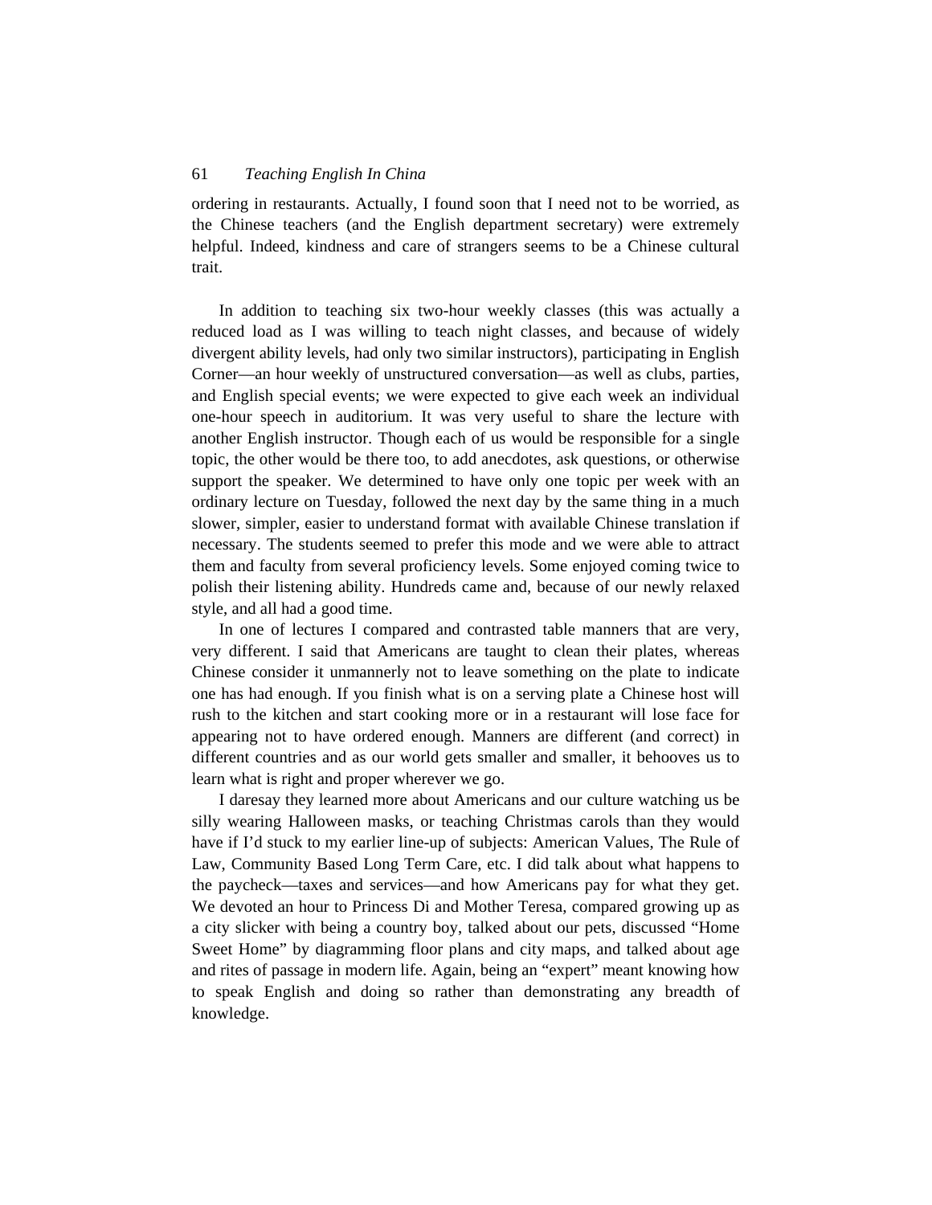ordering in restaurants. Actually, I found soon that I need not to be worried, as the Chinese teachers (and the English department secretary) were extremely helpful. Indeed, kindness and care of strangers seems to be a Chinese cultural trait.

In addition to teaching six two-hour weekly classes (this was actually a reduced load as I was willing to teach night classes, and because of widely divergent ability levels, had only two similar instructors), participating in English Corner—an hour weekly of unstructured conversation—as well as clubs, parties, and English special events; we were expected to give each week an individual one-hour speech in auditorium. It was very useful to share the lecture with another English instructor. Though each of us would be responsible for a single topic, the other would be there too, to add anecdotes, ask questions, or otherwise support the speaker. We determined to have only one topic per week with an ordinary lecture on Tuesday, followed the next day by the same thing in a much slower, simpler, easier to understand format with available Chinese translation if necessary. The students seemed to prefer this mode and we were able to attract them and faculty from several proficiency levels. Some enjoyed coming twice to polish their listening ability. Hundreds came and, because of our newly relaxed style, and all had a good time.

In one of lectures I compared and contrasted table manners that are very, very different. I said that Americans are taught to clean their plates, whereas Chinese consider it unmannerly not to leave something on the plate to indicate one has had enough. If you finish what is on a serving plate a Chinese host will rush to the kitchen and start cooking more or in a restaurant will lose face for appearing not to have ordered enough. Manners are different (and correct) in different countries and as our world gets smaller and smaller, it behooves us to learn what is right and proper wherever we go.

I daresay they learned more about Americans and our culture watching us be silly wearing Halloween masks, or teaching Christmas carols than they would have if I'd stuck to my earlier line-up of subjects: American Values, The Rule of Law, Community Based Long Term Care, etc. I did talk about what happens to the paycheck—taxes and services—and how Americans pay for what they get. We devoted an hour to Princess Di and Mother Teresa, compared growing up as a city slicker with being a country boy, talked about our pets, discussed "Home Sweet Home" by diagramming floor plans and city maps, and talked about age and rites of passage in modern life. Again, being an "expert" meant knowing how to speak English and doing so rather than demonstrating any breadth of knowledge.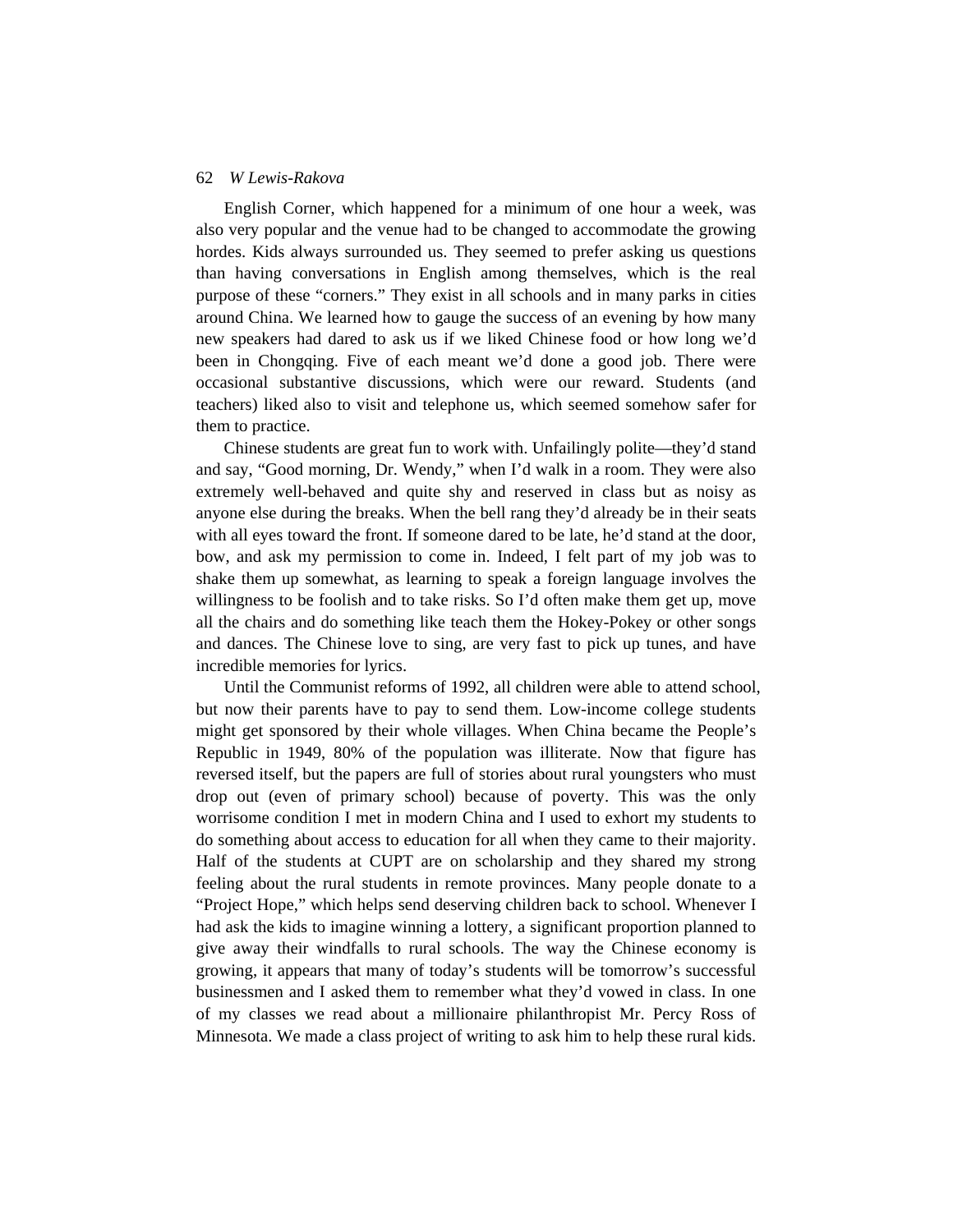English Corner, which happened for a minimum of one hour a week, was also very popular and the venue had to be changed to accommodate the growing hordes. Kids always surrounded us. They seemed to prefer asking us questions than having conversations in English among themselves, which is the real purpose of these "corners." They exist in all schools and in many parks in cities around China. We learned how to gauge the success of an evening by how many new speakers had dared to ask us if we liked Chinese food or how long we'd been in Chongqing. Five of each meant we'd done a good job. There were occasional substantive discussions, which were our reward. Students (and teachers) liked also to visit and telephone us, which seemed somehow safer for them to practice.

Chinese students are great fun to work with. Unfailingly polite—they'd stand and say, "Good morning, Dr. Wendy," when I'd walk in a room. They were also extremely well-behaved and quite shy and reserved in class but as noisy as anyone else during the breaks. When the bell rang they'd already be in their seats with all eyes toward the front. If someone dared to be late, he'd stand at the door, bow, and ask my permission to come in. Indeed, I felt part of my job was to shake them up somewhat, as learning to speak a foreign language involves the willingness to be foolish and to take risks. So I'd often make them get up, move all the chairs and do something like teach them the Hokey-Pokey or other songs and dances. The Chinese love to sing, are very fast to pick up tunes, and have incredible memories for lyrics.

Until the Communist reforms of 1992, all children were able to attend school, but now their parents have to pay to send them. Low-income college students might get sponsored by their whole villages. When China became the People's Republic in 1949, 80% of the population was illiterate. Now that figure has reversed itself, but the papers are full of stories about rural youngsters who must drop out (even of primary school) because of poverty. This was the only worrisome condition I met in modern China and I used to exhort my students to do something about access to education for all when they came to their majority. Half of the students at CUPT are on scholarship and they shared my strong feeling about the rural students in remote provinces. Many people donate to a "Project Hope," which helps send deserving children back to school. Whenever I had ask the kids to imagine winning a lottery, a significant proportion planned to give away their windfalls to rural schools. The way the Chinese economy is growing, it appears that many of today's students will be tomorrow's successful businessmen and I asked them to remember what they'd vowed in class. In one of my classes we read about a millionaire philanthropist Mr. Percy Ross of Minnesota. We made a class project of writing to ask him to help these rural kids.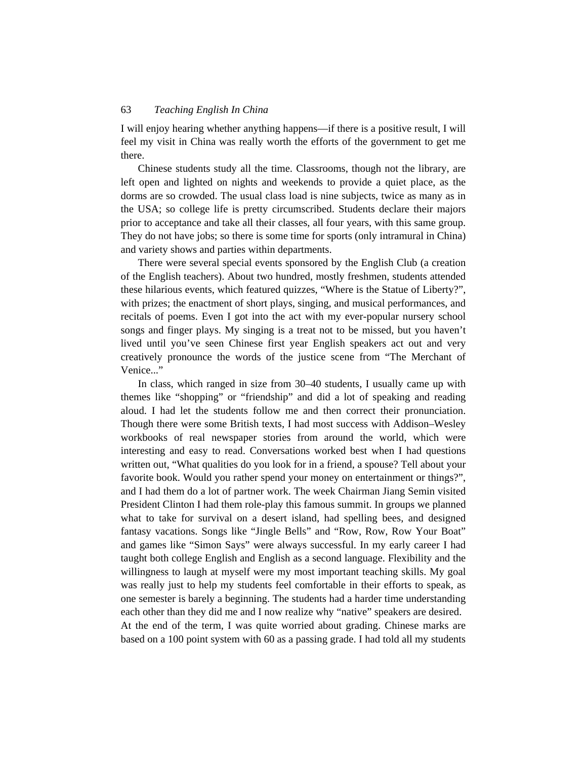I will enjoy hearing whether anything happens—if there is a positive result, I will feel my visit in China was really worth the efforts of the government to get me there.

Chinese students study all the time. Classrooms, though not the library, are left open and lighted on nights and weekends to provide a quiet place, as the dorms are so crowded. The usual class load is nine subjects, twice as many as in the USA; so college life is pretty circumscribed. Students declare their majors prior to acceptance and take all their classes, all four years, with this same group. They do not have jobs; so there is some time for sports (only intramural in China) and variety shows and parties within departments.

There were several special events sponsored by the English Club (a creation of the English teachers). About two hundred, mostly freshmen, students attended these hilarious events, which featured quizzes, "Where is the Statue of Liberty?", with prizes; the enactment of short plays, singing, and musical performances, and recitals of poems. Even I got into the act with my ever-popular nursery school songs and finger plays. My singing is a treat not to be missed, but you haven't lived until you've seen Chinese first year English speakers act out and very creatively pronounce the words of the justice scene from "The Merchant of Venice..."

In class, which ranged in size from 30–40 students, I usually came up with themes like "shopping" or "friendship" and did a lot of speaking and reading aloud. I had let the students follow me and then correct their pronunciation. Though there were some British texts, I had most success with Addison–Wesley workbooks of real newspaper stories from around the world, which were interesting and easy to read. Conversations worked best when I had questions written out, "What qualities do you look for in a friend, a spouse? Tell about your favorite book. Would you rather spend your money on entertainment or things?", and I had them do a lot of partner work. The week Chairman Jiang Semin visited President Clinton I had them role-play this famous summit. In groups we planned what to take for survival on a desert island, had spelling bees, and designed fantasy vacations. Songs like "Jingle Bells" and "Row, Row, Row Your Boat" and games like "Simon Says" were always successful. In my early career I had taught both college English and English as a second language. Flexibility and the willingness to laugh at myself were my most important teaching skills. My goal was really just to help my students feel comfortable in their efforts to speak, as one semester is barely a beginning. The students had a harder time understanding each other than they did me and I now realize why "native" speakers are desired.

At the end of the term, I was quite worried about grading. Chinese marks are based on a 100 point system with 60 as a passing grade. I had told all my students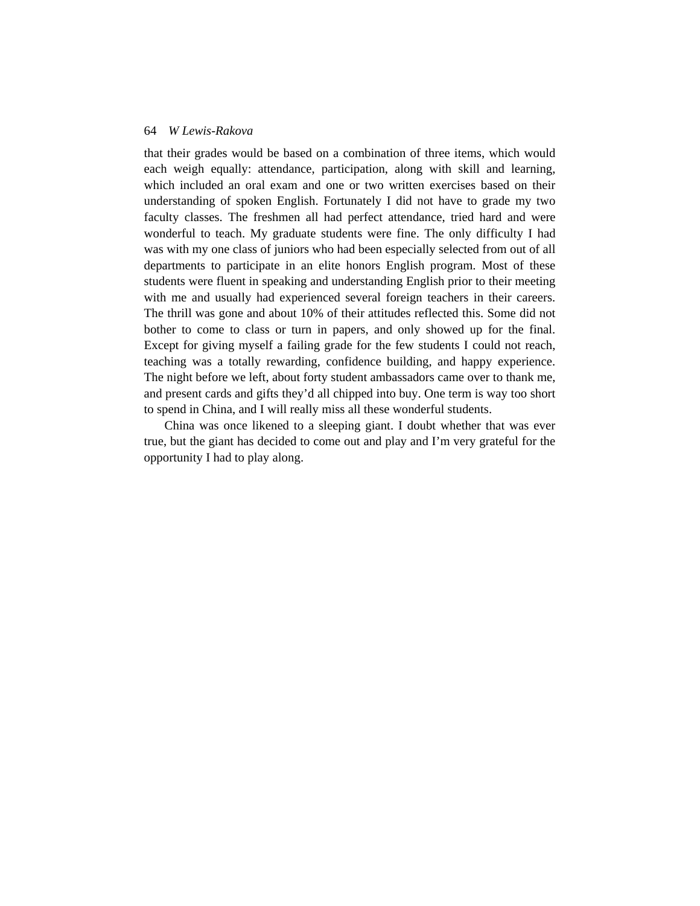that their grades would be based on a combination of three items, which would each weigh equally: attendance, participation, along with skill and learning, which included an oral exam and one or two written exercises based on their understanding of spoken English. Fortunately I did not have to grade my two faculty classes. The freshmen all had perfect attendance, tried hard and were wonderful to teach. My graduate students were fine. The only difficulty I had was with my one class of juniors who had been especially selected from out of all departments to participate in an elite honors English program. Most of these students were fluent in speaking and understanding English prior to their meeting with me and usually had experienced several foreign teachers in their careers. The thrill was gone and about 10% of their attitudes reflected this. Some did not bother to come to class or turn in papers, and only showed up for the final. Except for giving myself a failing grade for the few students I could not reach, teaching was a totally rewarding, confidence building, and happy experience. The night before we left, about forty student ambassadors came over to thank me, and present cards and gifts they'd all chipped into buy. One term is way too short to spend in China, and I will really miss all these wonderful students.

China was once likened to a sleeping giant. I doubt whether that was ever true, but the giant has decided to come out and play and I'm very grateful for the opportunity I had to play along.